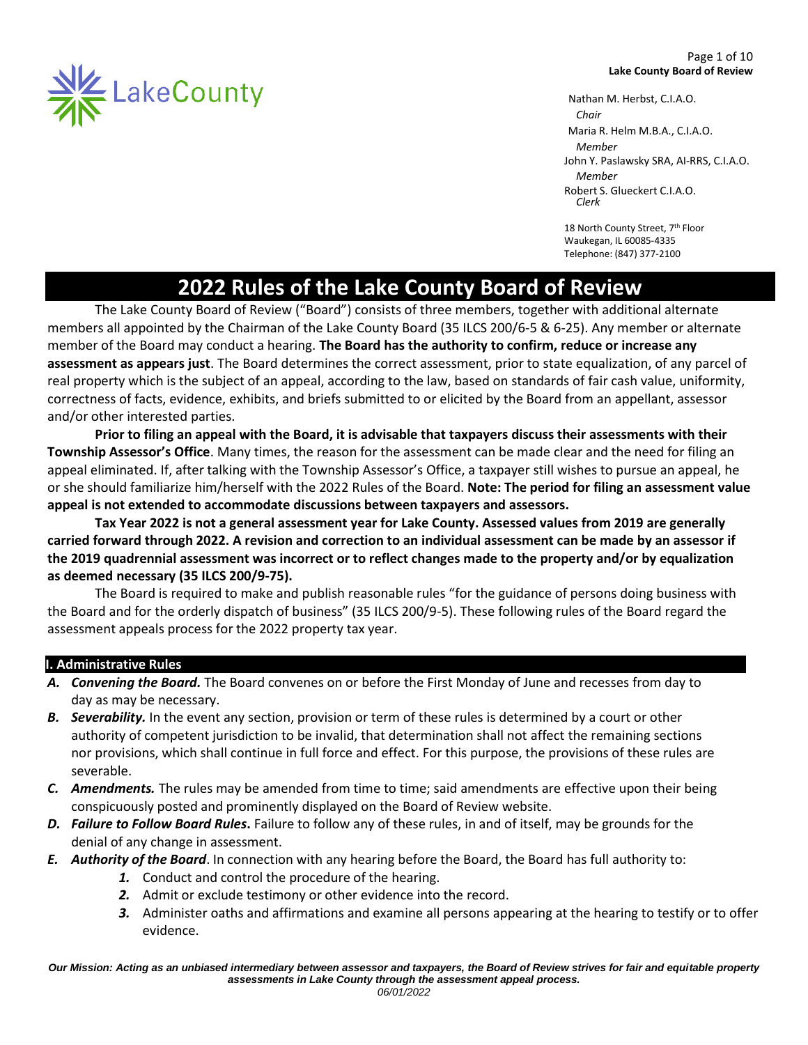LakeCounty

Nathan M. Herbst, C.I.A.O.
*Chair*
Maria R. Helm M.B.A., C.I.A.O.
*Member*
John Y. Paslawsky SRA, AI-RRS, C.I.A.O.
*Member*
Robert S. Glueckert C.I.A.O.
*Clerk*

18 North County Street, 7th Floor
Waukegan, IL 60085-4335
Telephone: (847) 377-2100

# 2022 Rules of the Lake County Board of Review

The Lake County Board of Review ("Board") consists of three members, together with additional alternate members all appointed by the Chairman of the Lake County Board (35 ILCS 200/6-5 & 6-25). Any member or alternate member of the Board may conduct a hearing. **The Board has the authority to confirm, reduce or increase any assessment as appears just**. The Board determines the correct assessment, prior to state equalization, of any parcel of real property which is the subject of an appeal, according to the law, based on standards of fair cash value, uniformity, correctness of facts, evidence, exhibits, and briefs submitted to or elicited by the Board from an appellant, assessor and/or other interested parties.

**Prior to filing an appeal with the Board, it is advisable that taxpayers discuss their assessments with their Township Assessor's Office**. Many times, the reason for the assessment can be made clear and the need for filing an appeal eliminated. If, after talking with the Township Assessor's Office, a taxpayer still wishes to pursue an appeal, he or she should familiarize him/herself with the 2022 Rules of the Board. **Note: The period for filing an assessment value appeal is not extended to accommodate discussions between taxpayers and assessors.**

**Tax Year 2022 is not a general assessment year for Lake County. Assessed values from 2019 are generally carried forward through 2022. A revision and correction to an individual assessment can be made by an assessor if the 2019 quadrennial assessment was incorrect or to reflect changes made to the property and/or by equalization as deemed necessary (35 ILCS 200/9-75).**

The Board is required to make and publish reasonable rules "for the guidance of persons doing business with the Board and for the orderly dispatch of business" (35 ILCS 200/9-5). These following rules of the Board regard the assessment appeals process for the 2022 property tax year.

## I. Administrative Rules

- ***A. Convening the Board.*** The Board convenes on or before the First Monday of June and recesses from day to day as may be necessary.
- ***B. Severability.*** In the event any section, provision or term of these rules is determined by a court or other authority of competent jurisdiction to be invalid, that determination shall not affect the remaining sections nor provisions, which shall continue in full force and effect. For this purpose, the provisions of these rules are severable.
- ***C. Amendments.*** The rules may be amended from time to time; said amendments are effective upon their being conspicuously posted and prominently displayed on the Board of Review website.
- ***D. Failure to Follow Board Rules.*** Failure to follow any of these rules, in and of itself, may be grounds for the denial of any change in assessment.
- ***E. Authority of the Board***. In connection with any hearing before the Board, the Board has full authority to:
  1. Conduct and control the procedure of the hearing.
  2. Admit or exclude testimony or other evidence into the record.
  3. Administer oaths and affirmations and examine all persons appearing at the hearing to testify or to offer evidence.

*Our Mission: Acting as an unbiased intermediary between assessor and taxpayers, the Board of Review strives for fair and equitable property assessments in Lake County through the assessment appeal process.*
*06/01/2022*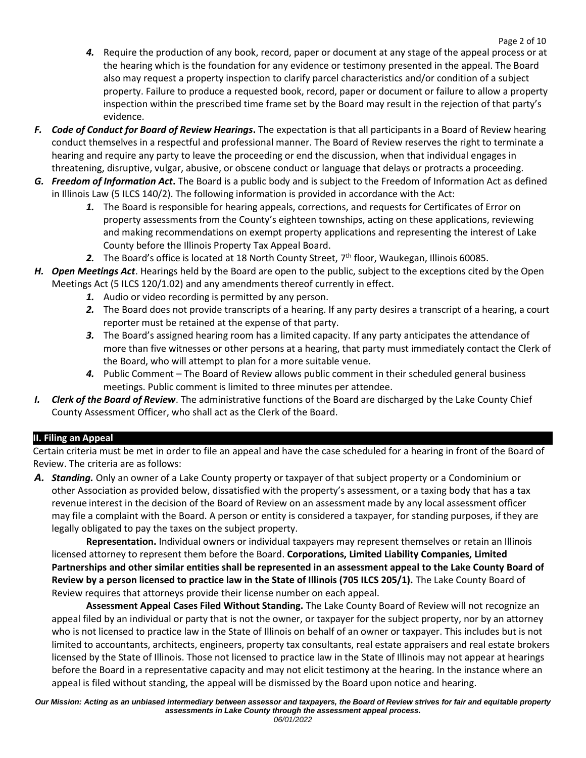4. Require the production of any book, record, paper or document at any stage of the appeal process or at the hearing which is the foundation for any evidence or testimony presented in the appeal. The Board also may request a property inspection to clarify parcel characteristics and/or condition of a subject property. Failure to produce a requested book, record, paper or document or failure to allow a property inspection within the prescribed time frame set by the Board may result in the rejection of that party's evidence.

**F.** ***Code of Conduct for Board of Review Hearings.*** The expectation is that all participants in a Board of Review hearing conduct themselves in a respectful and professional manner. The Board of Review reserves the right to terminate a hearing and require any party to leave the proceeding or end the discussion, when that individual engages in threatening, disruptive, vulgar, abusive, or obscene conduct or language that delays or protracts a proceeding.

**G.** ***Freedom of Information Act.*** The Board is a public body and is subject to the Freedom of Information Act as defined in Illinois Law (5 ILCS 140/2). The following information is provided in accordance with the Act:

1. The Board is responsible for hearing appeals, corrections, and requests for Certificates of Error on property assessments from the County's eighteen townships, acting on these applications, reviewing and making recommendations on exempt property applications and representing the interest of Lake County before the Illinois Property Tax Appeal Board.
2. The Board's office is located at 18 North County Street, 7th floor, Waukegan, Illinois 60085.

**H.** ***Open Meetings Act.*** Hearings held by the Board are open to the public, subject to the exceptions cited by the Open Meetings Act (5 ILCS 120/1.02) and any amendments thereof currently in effect.

1. Audio or video recording is permitted by any person.
2. The Board does not provide transcripts of a hearing. If any party desires a transcript of a hearing, a court reporter must be retained at the expense of that party.
3. The Board's assigned hearing room has a limited capacity. If any party anticipates the attendance of more than five witnesses or other persons at a hearing, that party must immediately contact the Clerk of the Board, who will attempt to plan for a more suitable venue.
4. Public Comment – The Board of Review allows public comment in their scheduled general business meetings. Public comment is limited to three minutes per attendee.

**I.** ***Clerk of the Board of Review.*** The administrative functions of the Board are discharged by the Lake County Chief County Assessment Officer, who shall act as the Clerk of the Board.

## II. Filing an Appeal

Certain criteria must be met in order to file an appeal and have the case scheduled for a hearing in front of the Board of Review. The criteria are as follows:

**A.** ***Standing.*** Only an owner of a Lake County property or taxpayer of that subject property or a Condominium or other Association as provided below, dissatisfied with the property's assessment, or a taxing body that has a tax revenue interest in the decision of the Board of Review on an assessment made by any local assessment officer may file a complaint with the Board. A person or entity is considered a taxpayer, for standing purposes, if they are legally obligated to pay the taxes on the subject property.

**Representation.** Individual owners or individual taxpayers may represent themselves or retain an Illinois licensed attorney to represent them before the Board. **Corporations, Limited Liability Companies, Limited Partnerships and other similar entities shall be represented in an assessment appeal to the Lake County Board of Review by a person licensed to practice law in the State of Illinois (705 ILCS 205/1).** The Lake County Board of Review requires that attorneys provide their license number on each appeal.

**Assessment Appeal Cases Filed Without Standing.** The Lake County Board of Review will not recognize an appeal filed by an individual or party that is not the owner, or taxpayer for the subject property, nor by an attorney who is not licensed to practice law in the State of Illinois on behalf of an owner or taxpayer. This includes but is not limited to accountants, architects, engineers, property tax consultants, real estate appraisers and real estate brokers licensed by the State of Illinois. Those not licensed to practice law in the State of Illinois may not appear at hearings before the Board in a representative capacity and may not elicit testimony at the hearing. In the instance where an appeal is filed without standing, the appeal will be dismissed by the Board upon notice and hearing.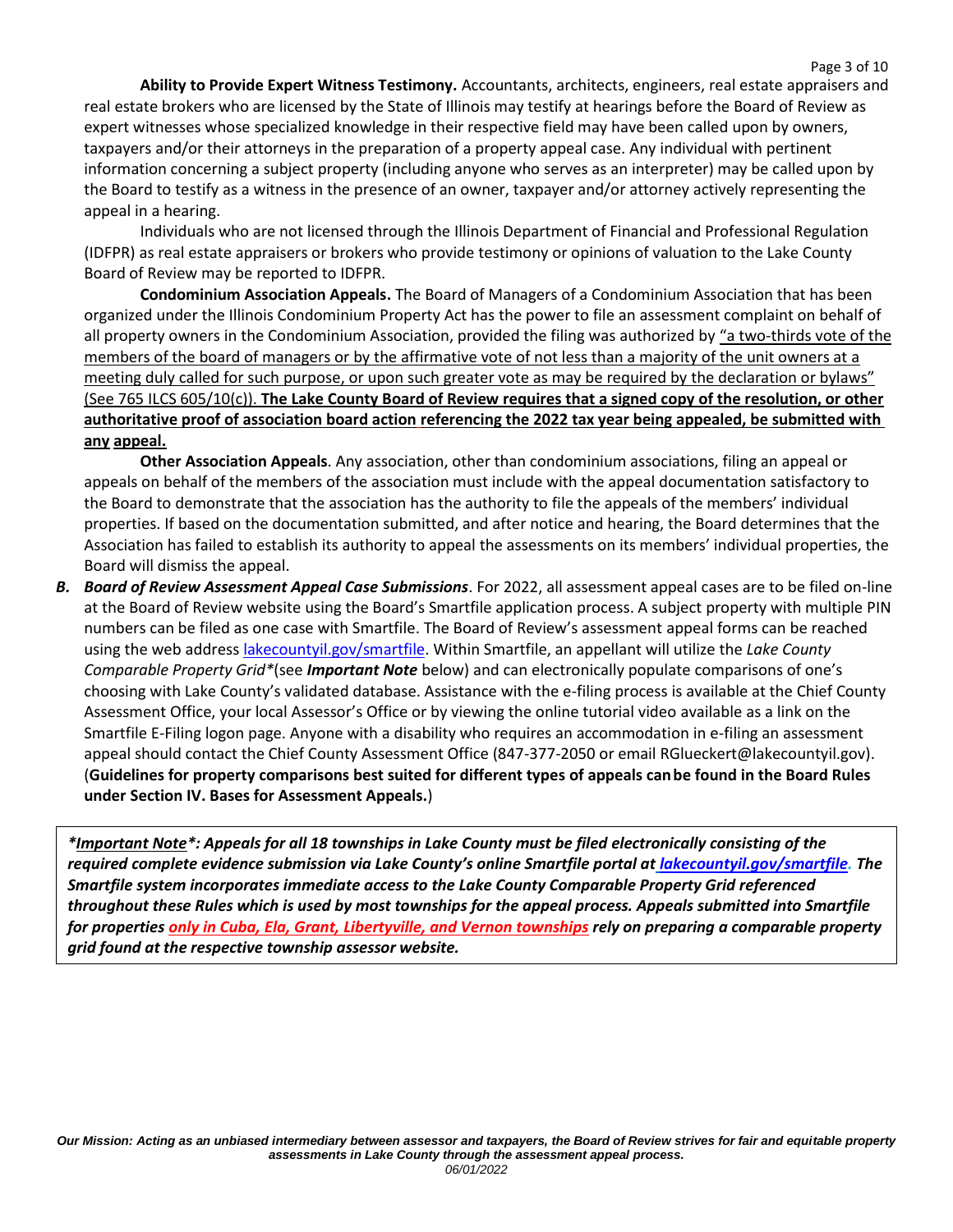**Ability to Provide Expert Witness Testimony.** Accountants, architects, engineers, real estate appraisers and real estate brokers who are licensed by the State of Illinois may testify at hearings before the Board of Review as expert witnesses whose specialized knowledge in their respective field may have been called upon by owners, taxpayers and/or their attorneys in the preparation of a property appeal case. Any individual with pertinent information concerning a subject property (including anyone who serves as an interpreter) may be called upon by the Board to testify as a witness in the presence of an owner, taxpayer and/or attorney actively representing the appeal in a hearing.

Individuals who are not licensed through the Illinois Department of Financial and Professional Regulation (IDFPR) as real estate appraisers or brokers who provide testimony or opinions of valuation to the Lake County Board of Review may be reported to IDFPR.

**Condominium Association Appeals.** The Board of Managers of a Condominium Association that has been organized under the Illinois Condominium Property Act has the power to file an assessment complaint on behalf of all property owners in the Condominium Association, provided the filing was authorized by "a two-thirds vote of the members of the board of managers or by the affirmative vote of not less than a majority of the unit owners at a meeting duly called for such purpose, or upon such greater vote as may be required by the declaration or bylaws" (See 765 ILCS 605/10(c)). **The Lake County Board of Review requires that a signed copy of the resolution, or other authoritative proof of association board action referencing the 2022 tax year being appealed, be submitted with any appeal.**

**Other Association Appeals**. Any association, other than condominium associations, filing an appeal or appeals on behalf of the members of the association must include with the appeal documentation satisfactory to the Board to demonstrate that the association has the authority to file the appeals of the members' individual properties. If based on the documentation submitted, and after notice and hearing, the Board determines that the Association has failed to establish its authority to appeal the assessments on its members' individual properties, the Board will dismiss the appeal.

**B. *Board of Review Assessment Appeal Case Submissions***. For 2022, all assessment appeal cases are to be filed on-line at the Board of Review website using the Board's Smartfile application process. A subject property with multiple PIN numbers can be filed as one case with Smartfile. The Board of Review's assessment appeal forms can be reached using the web address lakecountyil.gov/smartfile. Within Smartfile, an appellant will utilize the *Lake County Comparable Property Grid**(see ***Important Note*** below) and can electronically populate comparisons of one's choosing with Lake County's validated database. Assistance with the e-filing process is available at the Chief County Assessment Office, your local Assessor's Office or by viewing the online tutorial video available as a link on the Smartfile E-Filing logon page. Anyone with a disability who requires an accommodation in e-filing an assessment appeal should contact the Chief County Assessment Office (847-377-2050 or email RGlueckert@lakecountyil.gov). (**Guidelines for property comparisons best suited for different types of appeals can be found in the Board Rules under Section IV. Bases for Assessment Appeals.**)

***Important Note*: Appeals for all 18 townships in Lake County must be filed electronically consisting of the required complete evidence submission via Lake County's online Smartfile portal at lakecountyil.gov/smartfile. The Smartfile system incorporates immediate access to the Lake County Comparable Property Grid referenced throughout these Rules which is used by most townships for the appeal process. Appeals submitted into Smartfile for properties only in Cuba, Ela, Grant, Libertyville, and Vernon townships rely on preparing a comparable property grid found at the respective township assessor website.***

*Our Mission: Acting as an unbiased intermediary between assessor and taxpayers, the Board of Review strives for fair and equitable property assessments in Lake County through the assessment appeal process.*

*06/01/2022*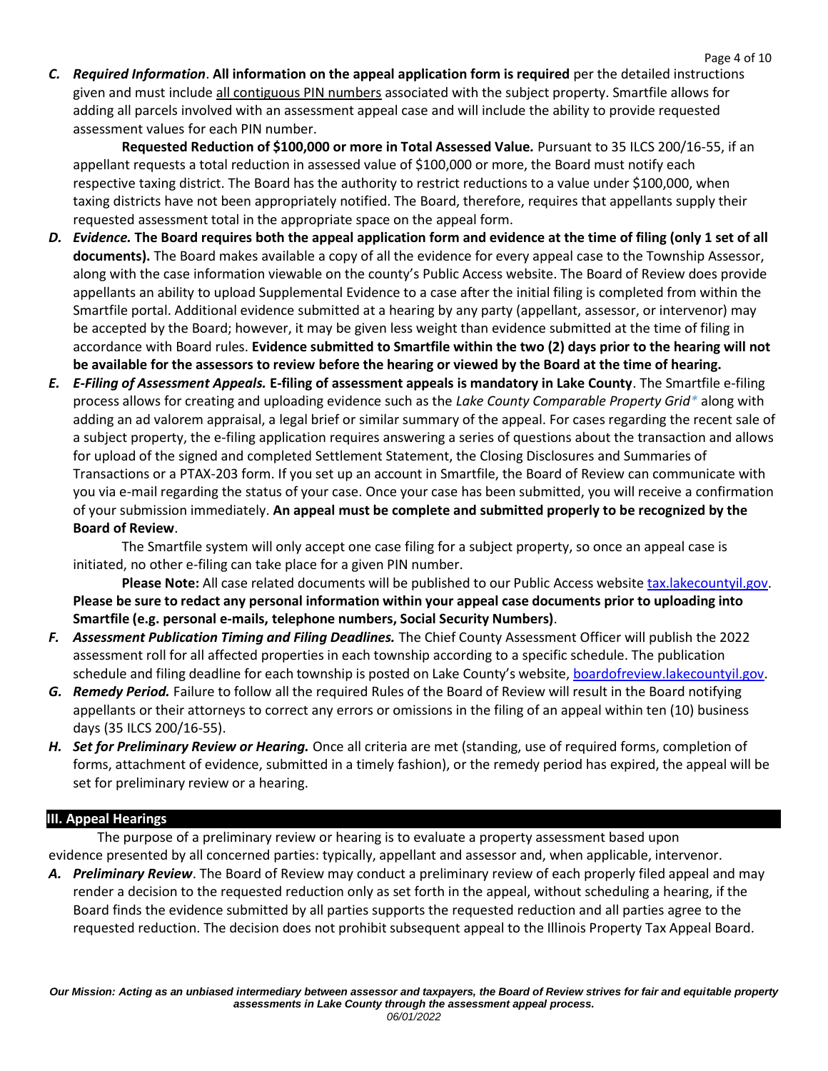*C.* ***Required Information***. **All information on the appeal application form is required** per the detailed instructions given and must include all contiguous PIN numbers associated with the subject property. Smartfile allows for adding all parcels involved with an assessment appeal case and will include the ability to provide requested assessment values for each PIN number.

**Requested Reduction of $100,000 or more in Total Assessed Value.** Pursuant to 35 ILCS 200/16-55, if an appellant requests a total reduction in assessed value of $100,000 or more, the Board must notify each respective taxing district. The Board has the authority to restrict reductions to a value under $100,000, when taxing districts have not been appropriately notified. The Board, therefore, requires that appellants supply their requested assessment total in the appropriate space on the appeal form.

*D.* ***Evidence.*** **The Board requires both the appeal application form and evidence at the time of filing (only 1 set of all documents).** The Board makes available a copy of all the evidence for every appeal case to the Township Assessor, along with the case information viewable on the county's Public Access website. The Board of Review does provide appellants an ability to upload Supplemental Evidence to a case after the initial filing is completed from within the Smartfile portal. Additional evidence submitted at a hearing by any party (appellant, assessor, or intervenor) may be accepted by the Board; however, it may be given less weight than evidence submitted at the time of filing in accordance with Board rules. **Evidence submitted to Smartfile within the two (2) days prior to the hearing will not be available for the assessors to review before the hearing or viewed by the Board at the time of hearing.**

*E.* ***E-Filing of Assessment Appeals.*** **E-filing of assessment appeals is mandatory in Lake County**. The Smartfile e-filing process allows for creating and uploading evidence such as the *Lake County Comparable Property Grid** along with adding an ad valorem appraisal, a legal brief or similar summary of the appeal. For cases regarding the recent sale of a subject property, the e-filing application requires answering a series of questions about the transaction and allows for upload of the signed and completed Settlement Statement, the Closing Disclosures and Summaries of Transactions or a PTAX-203 form. If you set up an account in Smartfile, the Board of Review can communicate with you via e-mail regarding the status of your case. Once your case has been submitted, you will receive a confirmation of your submission immediately. **An appeal must be complete and submitted properly to be recognized by the Board of Review**.

The Smartfile system will only accept one case filing for a subject property, so once an appeal case is initiated, no other e-filing can take place for a given PIN number.

**Please Note:** All case related documents will be published to our Public Access website tax.lakecountyil.gov. **Please be sure to redact any personal information within your appeal case documents prior to uploading into Smartfile (e.g. personal e-mails, telephone numbers, Social Security Numbers)**.

*F.* ***Assessment Publication Timing and Filing Deadlines.*** The Chief County Assessment Officer will publish the 2022 assessment roll for all affected properties in each township according to a specific schedule. The publication schedule and filing deadline for each township is posted on Lake County's website, boardofreview.lakecountyil.gov.

*G.* ***Remedy Period.*** Failure to follow all the required Rules of the Board of Review will result in the Board notifying appellants or their attorneys to correct any errors or omissions in the filing of an appeal within ten (10) business days (35 ILCS 200/16-55).

*H.* ***Set for Preliminary Review or Hearing.*** Once all criteria are met (standing, use of required forms, completion of forms, attachment of evidence, submitted in a timely fashion), or the remedy period has expired, the appeal will be set for preliminary review or a hearing.

## III. Appeal Hearings

The purpose of a preliminary review or hearing is to evaluate a property assessment based upon evidence presented by all concerned parties: typically, appellant and assessor and, when applicable, intervenor.

*A.* ***Preliminary Review***. The Board of Review may conduct a preliminary review of each properly filed appeal and may render a decision to the requested reduction only as set forth in the appeal, without scheduling a hearing, if the Board finds the evidence submitted by all parties supports the requested reduction and all parties agree to the requested reduction. The decision does not prohibit subsequent appeal to the Illinois Property Tax Appeal Board.

*Our Mission: Acting as an unbiased intermediary between assessor and taxpayers, the Board of Review strives for fair and equitable property assessments in Lake County through the assessment appeal process.*
*06/01/2022*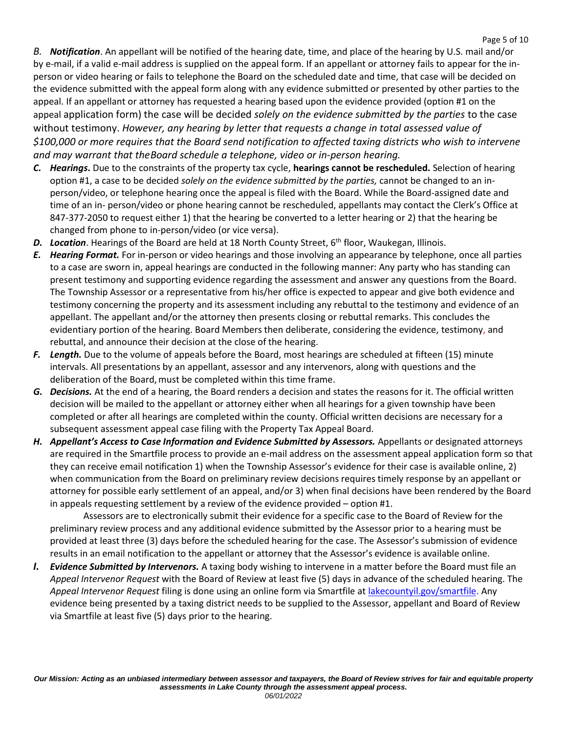*B.* ***Notification***. An appellant will be notified of the hearing date, time, and place of the hearing by U.S. mail and/or by e-mail, if a valid e-mail address is supplied on the appeal form. If an appellant or attorney fails to appear for the in-person or video hearing or fails to telephone the Board on the scheduled date and time, that case will be decided on the evidence submitted with the appeal form along with any evidence submitted or presented by other parties to the appeal. If an appellant or attorney has requested a hearing based upon the evidence provided (option #1 on the appeal application form) the case will be decided *solely on the evidence submitted by the parties* to the case without testimony. *However, any hearing by letter that requests a change in total assessed value of $100,000 or more requires that the Board send notification to affected taxing districts who wish to intervene and may warrant that the Board schedule a telephone, video or in-person hearing.*

***C. Hearings***. Due to the constraints of the property tax cycle, **hearings cannot be rescheduled.** Selection of hearing option #1, a case to be decided *solely on the evidence submitted by the parties,* cannot be changed to an in-person/video, or telephone hearing once the appeal is filed with the Board. While the Board-assigned date and time of an in- person/video or phone hearing cannot be rescheduled, appellants may contact the Clerk's Office at 847-377-2050 to request either 1) that the hearing be converted to a letter hearing or 2) that the hearing be changed from phone to in-person/video (or vice versa).

***D. Location***. Hearings of the Board are held at 18 North County Street, 6th floor, Waukegan, Illinois.

***E. Hearing Format.*** For in-person or video hearings and those involving an appearance by telephone, once all parties to a case are sworn in, appeal hearings are conducted in the following manner: Any party who has standing can present testimony and supporting evidence regarding the assessment and answer any questions from the Board. The Township Assessor or a representative from his/her office is expected to appear and give both evidence and testimony concerning the property and its assessment including any rebuttal to the testimony and evidence of an appellant. The appellant and/or the attorney then presents closing or rebuttal remarks. This concludes the evidentiary portion of the hearing. Board Members then deliberate, considering the evidence, testimony, and rebuttal, and announce their decision at the close of the hearing.

***F. Length.*** Due to the volume of appeals before the Board, most hearings are scheduled at fifteen (15) minute intervals. All presentations by an appellant, assessor and any intervenors, along with questions and the deliberation of the Board, must be completed within this time frame.

***G. Decisions.*** At the end of a hearing, the Board renders a decision and states the reasons for it. The official written decision will be mailed to the appellant or attorney either when all hearings for a given township have been completed or after all hearings are completed within the county. Official written decisions are necessary for a subsequent assessment appeal case filing with the Property Tax Appeal Board.

***H. Appellant's Access to Case Information and Evidence Submitted by Assessors.*** Appellants or designated attorneys are required in the Smartfile process to provide an e-mail address on the assessment appeal application form so that they can receive email notification 1) when the Township Assessor's evidence for their case is available online, 2) when communication from the Board on preliminary review decisions requires timely response by an appellant or attorney for possible early settlement of an appeal, and/or 3) when final decisions have been rendered by the Board in appeals requesting settlement by a review of the evidence provided – option #1.

Assessors are to electronically submit their evidence for a specific case to the Board of Review for the preliminary review process and any additional evidence submitted by the Assessor prior to a hearing must be provided at least three (3) days before the scheduled hearing for the case. The Assessor's submission of evidence results in an email notification to the appellant or attorney that the Assessor's evidence is available online.

***I. Evidence Submitted by Intervenors.*** A taxing body wishing to intervene in a matter before the Board must file an *Appeal Intervenor Request* with the Board of Review at least five (5) days in advance of the scheduled hearing. The *Appeal Intervenor Request* filing is done using an online form via Smartfile at lakecountyil.gov/smartfile. Any evidence being presented by a taxing district needs to be supplied to the Assessor, appellant and Board of Review via Smartfile at least five (5) days prior to the hearing.

***Our Mission: Acting as an unbiased intermediary between assessor and taxpayers, the Board of Review strives for fair and equitable property assessments in Lake County through the assessment appeal process.***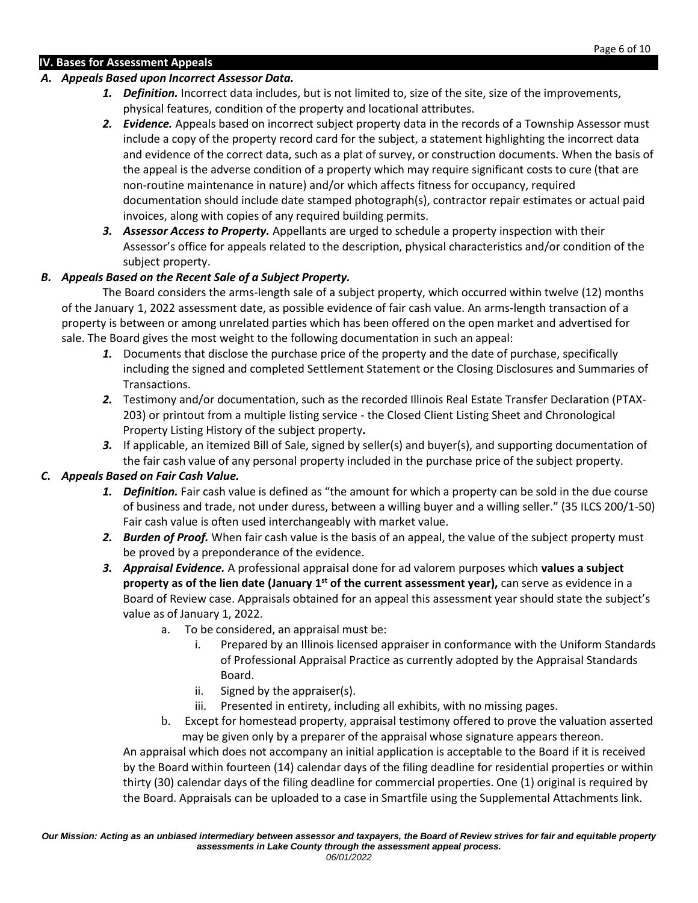## IV. Bases for Assessment Appeals

### *A. Appeals Based upon Incorrect Assessor Data.*

1. ***Definition.*** Incorrect data includes, but is not limited to, size of the site, size of the improvements, physical features, condition of the property and locational attributes.
2. ***Evidence.*** Appeals based on incorrect subject property data in the records of a Township Assessor must include a copy of the property record card for the subject, a statement highlighting the incorrect data and evidence of the correct data, such as a plat of survey, or construction documents. When the basis of the appeal is the adverse condition of a property which may require significant costs to cure (that are non-routine maintenance in nature) and/or which affects fitness for occupancy, required documentation should include date stamped photograph(s), contractor repair estimates or actual paid invoices, along with copies of any required building permits.
3. ***Assessor Access to Property.*** Appellants are urged to schedule a property inspection with their Assessor's office for appeals related to the description, physical characteristics and/or condition of the subject property.

### *B. Appeals Based on the Recent Sale of a Subject Property.*

The Board considers the arms-length sale of a subject property, which occurred within twelve (12) months of the January 1, 2022 assessment date, as possible evidence of fair cash value. An arms-length transaction of a property is between or among unrelated parties which has been offered on the open market and advertised for sale. The Board gives the most weight to the following documentation in such an appeal:

1. Documents that disclose the purchase price of the property and the date of purchase, specifically including the signed and completed Settlement Statement or the Closing Disclosures and Summaries of Transactions.
2. Testimony and/or documentation, such as the recorded Illinois Real Estate Transfer Declaration (PTAX-203) or printout from a multiple listing service - the Closed Client Listing Sheet and Chronological Property Listing History of the subject property**.**
3. If applicable, an itemized Bill of Sale, signed by seller(s) and buyer(s), and supporting documentation of the fair cash value of any personal property included in the purchase price of the subject property.

### *C. Appeals Based on Fair Cash Value.*

1. ***Definition.*** Fair cash value is defined as "the amount for which a property can be sold in the due course of business and trade, not under duress, between a willing buyer and a willing seller." (35 ILCS 200/1-50) Fair cash value is often used interchangeably with market value.
2. ***Burden of Proof.*** When fair cash value is the basis of an appeal, the value of the subject property must be proved by a preponderance of the evidence.
3. ***Appraisal Evidence.*** A professional appraisal done for ad valorem purposes which **values a subject property as of the lien date (January 1st of the current assessment year),** can serve as evidence in a Board of Review case. Appraisals obtained for an appeal this assessment year should state the subject's value as of January 1, 2022.
   a. To be considered, an appraisal must be:
      i. Prepared by an Illinois licensed appraiser in conformance with the Uniform Standards of Professional Appraisal Practice as currently adopted by the Appraisal Standards Board.
      ii. Signed by the appraiser(s).
      iii. Presented in entirety, including all exhibits, with no missing pages.

   b. Except for homestead property, appraisal testimony offered to prove the valuation asserted may be given only by a preparer of the appraisal whose signature appears thereon.

   An appraisal which does not accompany an initial application is acceptable to the Board if it is received by the Board within fourteen (14) calendar days of the filing deadline for residential properties or within thirty (30) calendar days of the filing deadline for commercial properties. One (1) original is required by the Board. Appraisals can be uploaded to a case in Smartfile using the Supplemental Attachments link.

***Our Mission: Acting as an unbiased intermediary between assessor and taxpayers, the Board of Review strives for fair and equitable property assessments in Lake County through the assessment appeal process.***
*06/01/2022*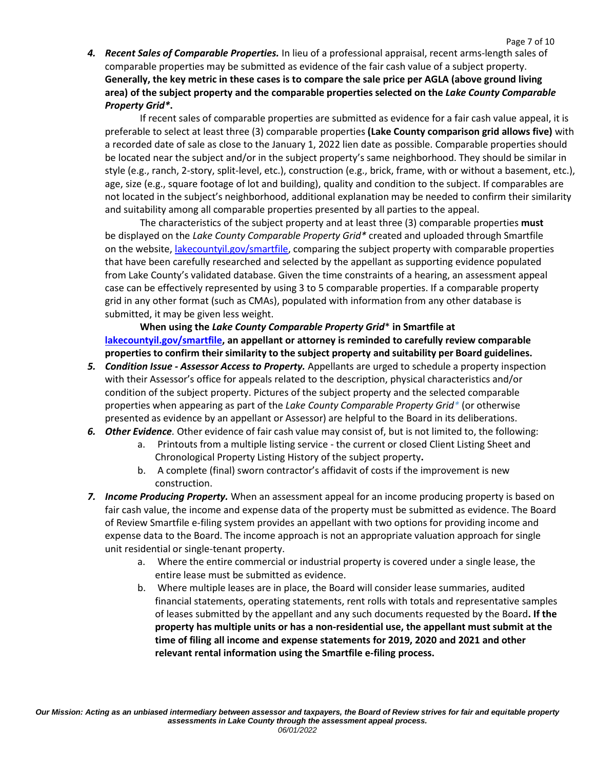4. ***Recent Sales of Comparable Properties.*** In lieu of a professional appraisal, recent arms-length sales of comparable properties may be submitted as evidence of the fair cash value of a subject property. **Generally, the key metric in these cases is to compare the sale price per AGLA (above ground living area) of the subject property and the comparable properties selected on the *Lake County Comparable Property Grid*\*.**

   If recent sales of comparable properties are submitted as evidence for a fair cash value appeal, it is preferable to select at least three (3) comparable properties **(Lake County comparison grid allows five)** with a recorded date of sale as close to the January 1, 2022 lien date as possible. Comparable properties should be located near the subject and/or in the subject property's same neighborhood. They should be similar in style (e.g., ranch, 2-story, split-level, etc.), construction (e.g., brick, frame, with or without a basement, etc.), age, size (e.g., square footage of lot and building), quality and condition to the subject. If comparables are not located in the subject's neighborhood, additional explanation may be needed to confirm their similarity and suitability among all comparable properties presented by all parties to the appeal.

   The characteristics of the subject property and at least three (3) comparable properties **must** be displayed on the *Lake County Comparable Property Grid*\* created and uploaded through Smartfile on the website, [lakecountyil.gov/smartfile](lakecountyil.gov/smartfile), comparing the subject property with comparable properties that have been carefully researched and selected by the appellant as supporting evidence populated from Lake County's validated database. Given the time constraints of a hearing, an assessment appeal case can be effectively represented by using 3 to 5 comparable properties. If a comparable property grid in any other format (such as CMAs), populated with information from any other database is submitted, it may be given less weight.

   **When using the *Lake County Comparable Property Grid*\* in Smartfile at [lakecountyil.gov/smartfile](lakecountyil.gov/smartfile), an appellant or attorney is reminded to carefully review comparable properties to confirm their similarity to the subject property and suitability per Board guidelines.**

5. ***Condition Issue - Assessor Access to Property.*** Appellants are urged to schedule a property inspection with their Assessor's office for appeals related to the description, physical characteristics and/or condition of the subject property. Pictures of the subject property and the selected comparable properties when appearing as part of the *Lake County Comparable Property Grid\** (or otherwise presented as evidence by an appellant or Assessor) are helpful to the Board in its deliberations.

6. ***Other Evidence.*** Other evidence of fair cash value may consist of, but is not limited to, the following:
   a. Printouts from a multiple listing service - the current or closed Client Listing Sheet and Chronological Property Listing History of the subject property**.**
   b. A complete (final) sworn contractor's affidavit of costs if the improvement is new construction.

7. ***Income Producing Property.*** When an assessment appeal for an income producing property is based on fair cash value, the income and expense data of the property must be submitted as evidence. The Board of Review Smartfile e-filing system provides an appellant with two options for providing income and expense data to the Board. The income approach is not an appropriate valuation approach for single unit residential or single-tenant property.
   a. Where the entire commercial or industrial property is covered under a single lease, the entire lease must be submitted as evidence.
   b. Where multiple leases are in place, the Board will consider lease summaries, audited financial statements, operating statements, rent rolls with totals and representative samples of leases submitted by the appellant and any such documents requested by the Board**. If the property has multiple units or has a non-residential use, the appellant must submit at the time of filing all income and expense statements for 2019, 2020 and 2021 and other relevant rental information using the Smartfile e-filing process.**

***Our Mission: Acting as an unbiased intermediary between assessor and taxpayers, the Board of Review strives for fair and equitable property assessments in Lake County through the assessment appeal process.***
*06/01/2022*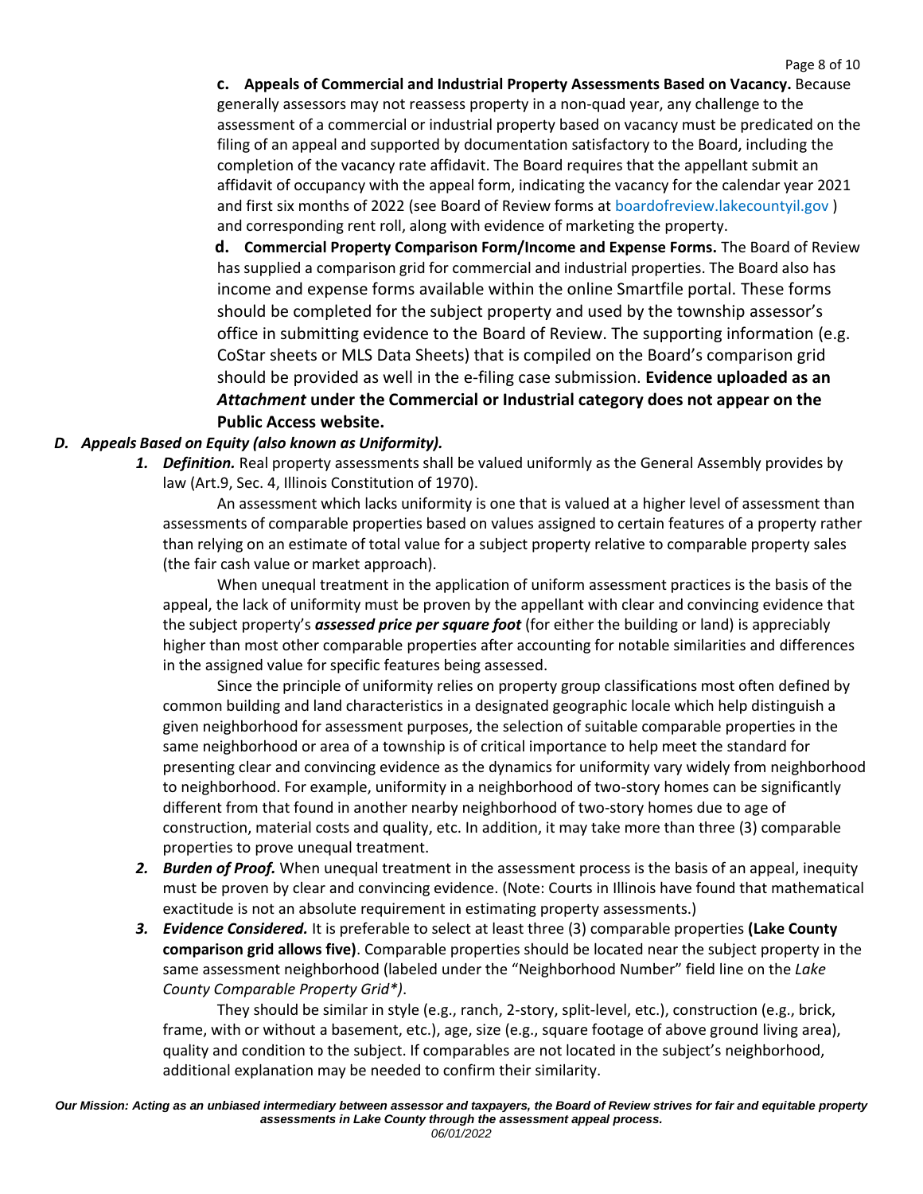**c. Appeals of Commercial and Industrial Property Assessments Based on Vacancy.** Because generally assessors may not reassess property in a non-quad year, any challenge to the assessment of a commercial or industrial property based on vacancy must be predicated on the filing of an appeal and supported by documentation satisfactory to the Board, including the completion of the vacancy rate affidavit. The Board requires that the appellant submit an affidavit of occupancy with the appeal form, indicating the vacancy for the calendar year 2021 and first six months of 2022 (see Board of Review forms at boardofreview.lakecountyil.gov ) and corresponding rent roll, along with evidence of marketing the property.

**d. Commercial Property Comparison Form/Income and Expense Forms.** The Board of Review has supplied a comparison grid for commercial and industrial properties. The Board also has income and expense forms available within the online Smartfile portal. These forms should be completed for the subject property and used by the township assessor's office in submitting evidence to the Board of Review. The supporting information (e.g. CoStar sheets or MLS Data Sheets) that is compiled on the Board's comparison grid should be provided as well in the e-filing case submission. **Evidence uploaded as an *Attachment* under the Commercial or Industrial category does not appear on the Public Access website.**

### *D. Appeals Based on Equity (also known as Uniformity).*

1. ***Definition.*** Real property assessments shall be valued uniformly as the General Assembly provides by law (Art.9, Sec. 4, Illinois Constitution of 1970).

   An assessment which lacks uniformity is one that is valued at a higher level of assessment than assessments of comparable properties based on values assigned to certain features of a property rather than relying on an estimate of total value for a subject property relative to comparable property sales (the fair cash value or market approach).

   When unequal treatment in the application of uniform assessment practices is the basis of the appeal, the lack of uniformity must be proven by the appellant with clear and convincing evidence that the subject property's ***assessed price per square foot*** (for either the building or land) is appreciably higher than most other comparable properties after accounting for notable similarities and differences in the assigned value for specific features being assessed.

   Since the principle of uniformity relies on property group classifications most often defined by common building and land characteristics in a designated geographic locale which help distinguish a given neighborhood for assessment purposes, the selection of suitable comparable properties in the same neighborhood or area of a township is of critical importance to help meet the standard for presenting clear and convincing evidence as the dynamics for uniformity vary widely from neighborhood to neighborhood. For example, uniformity in a neighborhood of two-story homes can be significantly different from that found in another nearby neighborhood of two-story homes due to age of construction, material costs and quality, etc. In addition, it may take more than three (3) comparable properties to prove unequal treatment.

2. ***Burden of Proof.*** When unequal treatment in the assessment process is the basis of an appeal, inequity must be proven by clear and convincing evidence. (Note: Courts in Illinois have found that mathematical exactitude is not an absolute requirement in estimating property assessments.)

3. ***Evidence Considered.*** It is preferable to select at least three (3) comparable properties **(Lake County comparison grid allows five)**. Comparable properties should be located near the subject property in the same assessment neighborhood (labeled under the "Neighborhood Number" field line on the *Lake County Comparable Property Grid\*)*.

   They should be similar in style (e.g., ranch, 2-story, split-level, etc.), construction (e.g., brick, frame, with or without a basement, etc.), age, size (e.g., square footage of above ground living area), quality and condition to the subject. If comparables are not located in the subject's neighborhood, additional explanation may be needed to confirm their similarity.

***Our Mission: Acting as an unbiased intermediary between assessor and taxpayers, the Board of Review strives for fair and equitable property assessments in Lake County through the assessment appeal process.***
*06/01/2022*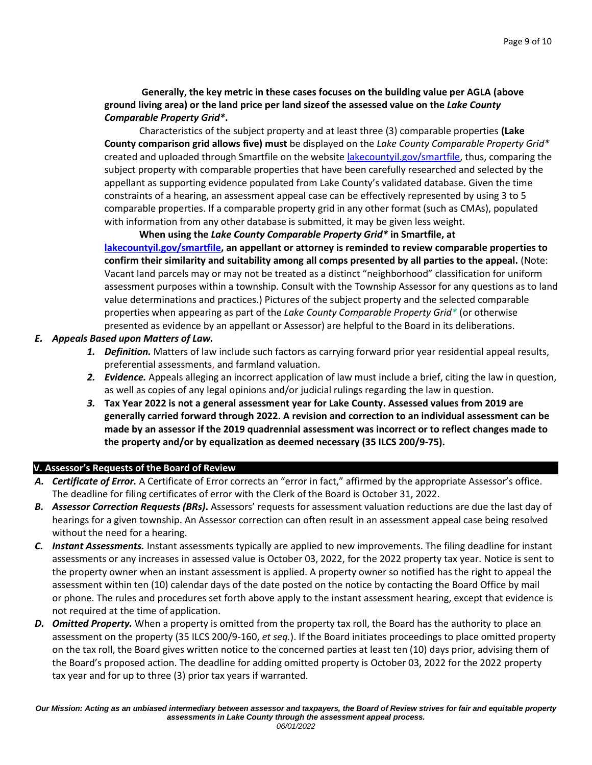**Generally, the key metric in these cases focuses on the building value per AGLA (above ground living area) or the land price per land sizeof the assessed value on the *Lake County Comparable Property Grid*\*.**

Characteristics of the subject property and at least three (3) comparable properties **(Lake County comparison grid allows five) must** be displayed on the *Lake County Comparable Property Grid\** created and uploaded through Smartfile on the website lakecountyil.gov/smartfile, thus, comparing the subject property with comparable properties that have been carefully researched and selected by the appellant as supporting evidence populated from Lake County's validated database. Given the time constraints of a hearing, an assessment appeal case can be effectively represented by using 3 to 5 comparable properties. If a comparable property grid in any other format (such as CMAs), populated with information from any other database is submitted, it may be given less weight.

**When using the *Lake County Comparable Property Grid\** in Smartfile, at lakecountyil.gov/smartfile, an appellant or attorney is reminded to review comparable properties to confirm their similarity and suitability among all comps presented by all parties to the appeal.** (Note: Vacant land parcels may or may not be treated as a distinct "neighborhood" classification for uniform assessment purposes within a township. Consult with the Township Assessor for any questions as to land value determinations and practices.) Pictures of the subject property and the selected comparable properties when appearing as part of the *Lake County Comparable Property Grid\** (or otherwise presented as evidence by an appellant or Assessor) are helpful to the Board in its deliberations.

**E. *Appeals Based upon Matters of Law.***

1. ***Definition.*** Matters of law include such factors as carrying forward prior year residential appeal results, preferential assessments, and farmland valuation.
2. ***Evidence.*** Appeals alleging an incorrect application of law must include a brief, citing the law in question, as well as copies of any legal opinions and/or judicial rulings regarding the law in question.
3. **Tax Year 2022 is not a general assessment year for Lake County. Assessed values from 2019 are generally carried forward through 2022. A revision and correction to an individual assessment can be made by an assessor if the 2019 quadrennial assessment was incorrect or to reflect changes made to the property and/or by equalization as deemed necessary (35 ILCS 200/9-75).**

## V. Assessor's Requests of the Board of Review

**A. *Certificate of Error.*** A Certificate of Error corrects an "error in fact," affirmed by the appropriate Assessor's office. The deadline for filing certificates of error with the Clerk of the Board is October 31, 2022.

**B. *Assessor Correction Requests (BRs).*** Assessors' requests for assessment valuation reductions are due the last day of hearings for a given township. An Assessor correction can often result in an assessment appeal case being resolved without the need for a hearing.

**C. *Instant Assessments.*** Instant assessments typically are applied to new improvements. The filing deadline for instant assessments or any increases in assessed value is October 03, 2022, for the 2022 property tax year. Notice is sent to the property owner when an instant assessment is applied. A property owner so notified has the right to appeal the assessment within ten (10) calendar days of the date posted on the notice by contacting the Board Office by mail or phone. The rules and procedures set forth above apply to the instant assessment hearing, except that evidence is not required at the time of application.

**D. *Omitted Property.*** When a property is omitted from the property tax roll, the Board has the authority to place an assessment on the property (35 ILCS 200/9-160, *et seq.*). If the Board initiates proceedings to place omitted property on the tax roll, the Board gives written notice to the concerned parties at least ten (10) days prior, advising them of the Board's proposed action. The deadline for adding omitted property is October 03, 2022 for the 2022 property tax year and for up to three (3) prior tax years if warranted.

***Our Mission: Acting as an unbiased intermediary between assessor and taxpayers, the Board of Review strives for fair and equitable property assessments in Lake County through the assessment appeal process.***
*06/01/2022*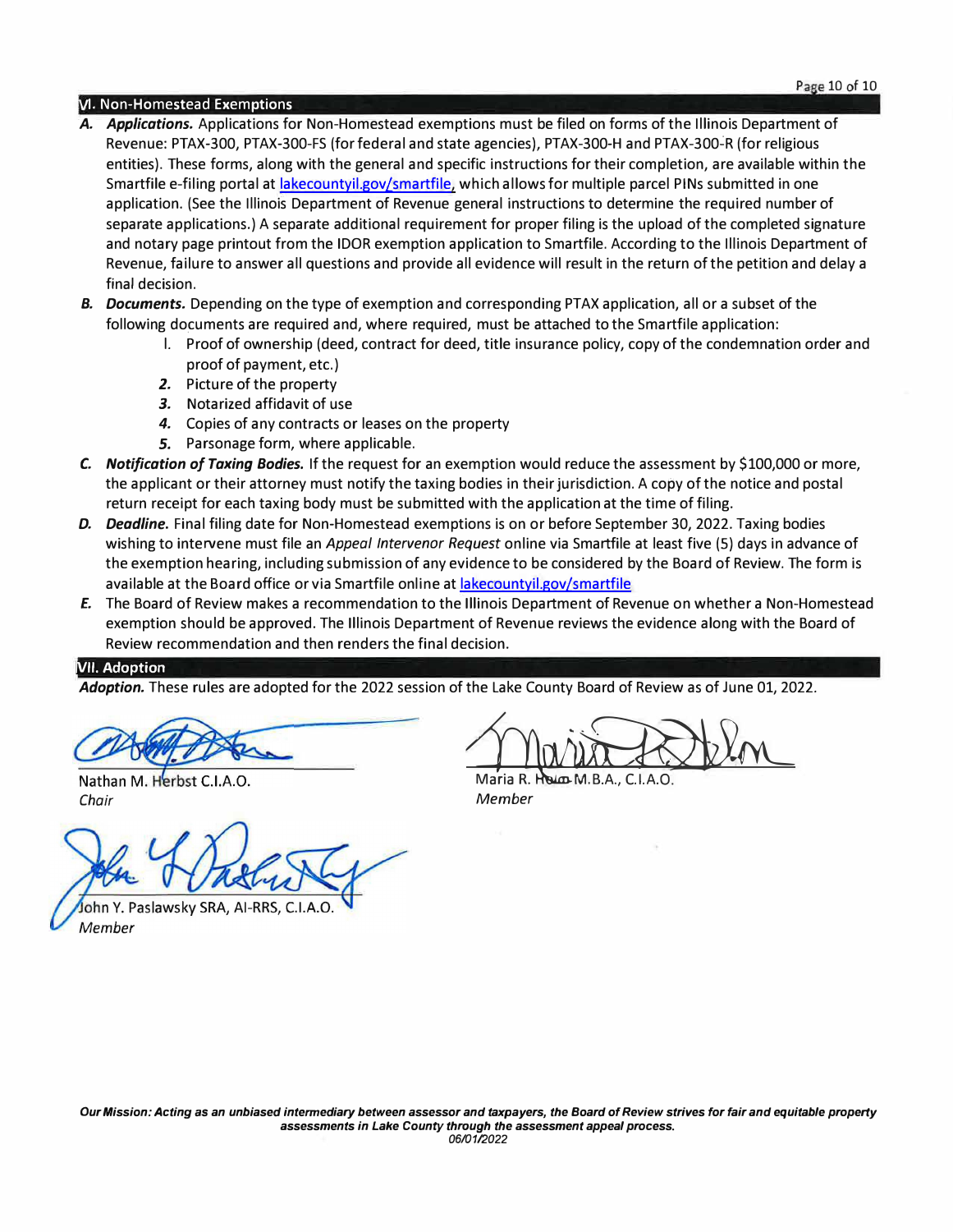## VI. Non-Homestead Exemptions

**A. *Applications.*** Applications for Non-Homestead exemptions must be filed on forms of the Illinois Department of Revenue: PTAX-300, PTAX-300-FS (for federal and state agencies), PTAX-300-H and PTAX-300-R (for religious entities). These forms, along with the general and specific instructions for their completion, are available within the Smartfile e-filing portal at lakecountyil.gov/smartfile, which allows for multiple parcel PINs submitted in one application. (See the Illinois Department of Revenue general instructions to determine the required number of separate applications.) A separate additional requirement for proper filing is the upload of the completed signature and notary page printout from the IDOR exemption application to Smartfile. According to the Illinois Department of Revenue, failure to answer all questions and provide all evidence will result in the return of the petition and delay a final decision.

**B. *Documents.*** Depending on the type of exemption and corresponding PTAX application, all or a subset of the following documents are required and, where required, must be attached to the Smartfile application:

1. Proof of ownership (deed, contract for deed, title insurance policy, copy of the condemnation order and proof of payment, etc.)
2. Picture of the property
3. Notarized affidavit of use
4. Copies of any contracts or leases on the property
5. Parsonage form, where applicable.

**C. *Notification of Taxing Bodies.*** If the request for an exemption would reduce the assessment by $100,000 or more, the applicant or their attorney must notify the taxing bodies in their jurisdiction. A copy of the notice and postal return receipt for each taxing body must be submitted with the application at the time of filing.

**D. *Deadline.*** Final filing date for Non-Homestead exemptions is on or before September 30, 2022. Taxing bodies wishing to intervene must file an *Appeal Intervenor Request* online via Smartfile at least five (5) days in advance of the exemption hearing, including submission of any evidence to be considered by the Board of Review. The form is available at the Board office or via Smartfile online at lakecountyil.gov/smartfile

**E.** The Board of Review makes a recommendation to the Illinois Department of Revenue on whether a Non-Homestead exemption should be approved. The Illinois Department of Revenue reviews the evidence along with the Board of Review recommendation and then renders the final decision.

## VII. Adoption

***Adoption.*** These rules are adopted for the 2022 session of the Lake County Board of Review as of June 01, 2022.

Nathan M. Herbst C.I.A.O.
*Chair*

Maria R. Helm M.B.A., C.I.A.O.
*Member*

John Y. Paslawsky SRA, AI-RRS, C.I.A.O.
*Member*

***Our Mission: Acting as an unbiased intermediary between assessor and taxpayers, the Board of Review strives for fair and equitable property assessments in Lake County through the assessment appeal process.***
*06/01/2022*